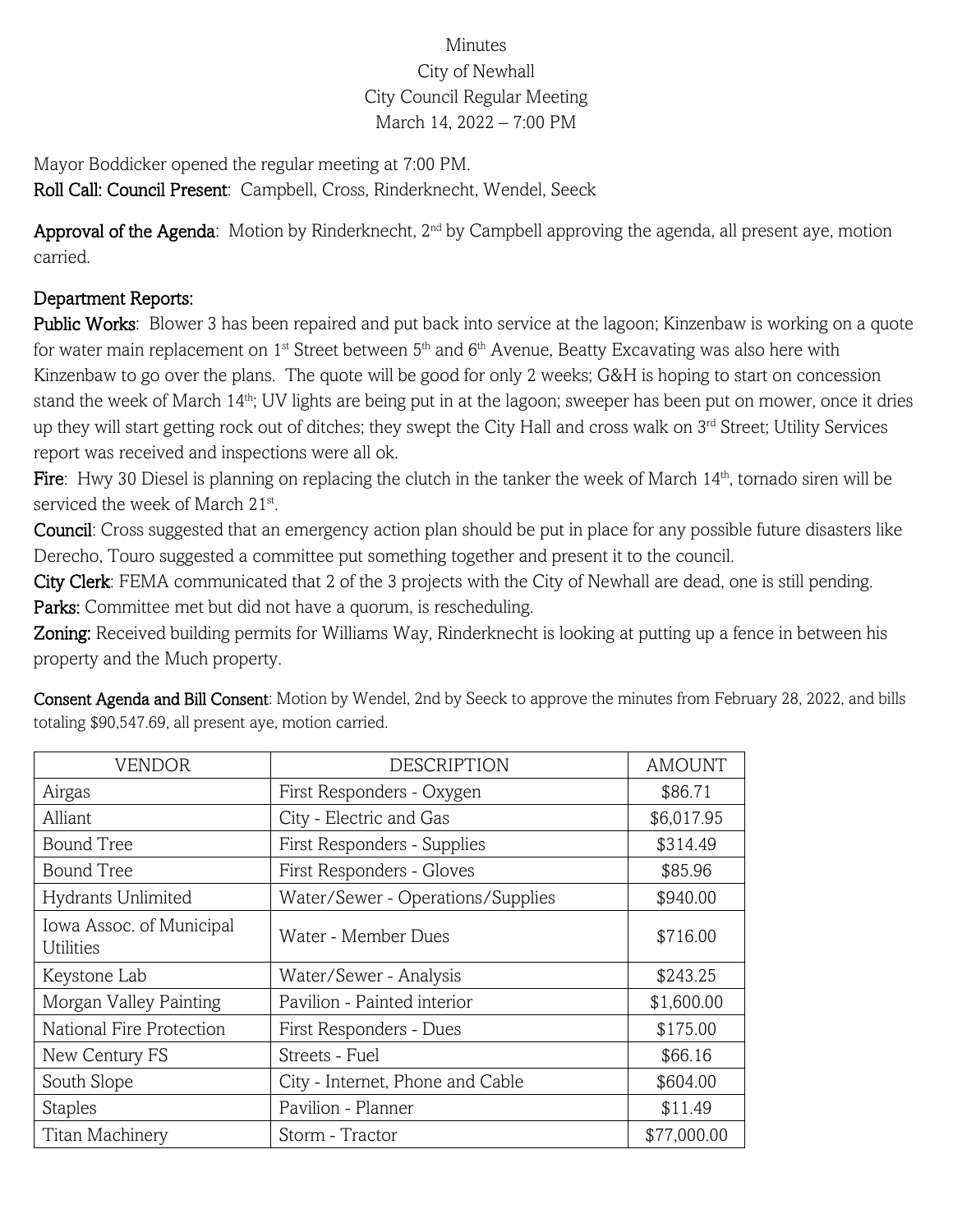Minutes
City of Newhall
City Council Regular Meeting
March 14, 2022 – 7:00 PM

Mayor Boddicker opened the regular meeting at 7:00 PM.

**Roll Call: Council Present**: Campbell, Cross, Rinderknecht, Wendel, Seeck

**Approval of the Agenda**: Motion by Rinderknecht, 2nd by Campbell approving the agenda, all present aye, motion carried.

**Department Reports:**

**Public Works**: Blower 3 has been repaired and put back into service at the lagoon; Kinzenbaw is working on a quote for water main replacement on 1st Street between 5th and 6th Avenue, Beatty Excavating was also here with Kinzenbaw to go over the plans. The quote will be good for only 2 weeks; G&H is hoping to start on concession stand the week of March 14th; UV lights are being put in at the lagoon; sweeper has been put on mower, once it dries up they will start getting rock out of ditches; they swept the City Hall and cross walk on 3rd Street; Utility Services report was received and inspections were all ok.

**Fire**: Hwy 30 Diesel is planning on replacing the clutch in the tanker the week of March 14th, tornado siren will be serviced the week of March 21st.

**Council**: Cross suggested that an emergency action plan should be put in place for any possible future disasters like Derecho, Touro suggested a committee put something together and present it to the council.

**City Clerk**: FEMA communicated that 2 of the 3 projects with the City of Newhall are dead, one is still pending.

**Parks:** Committee met but did not have a quorum, is rescheduling.

**Zoning:** Received building permits for Williams Way, Rinderknecht is looking at putting up a fence in between his property and the Much property.

**Consent Agenda and Bill Consent**: Motion by Wendel, 2nd by Seeck to approve the minutes from February 28, 2022, and bills totaling $90,547.69, all present aye, motion carried.

| VENDOR | DESCRIPTION | AMOUNT |
| --- | --- | --- |
| Airgas | First Responders - Oxygen | $86.71 |
| Alliant | City - Electric and Gas | $6,017.95 |
| Bound Tree | First Responders - Supplies | $314.49 |
| Bound Tree | First Responders - Gloves | $85.96 |
| Hydrants Unlimited | Water/Sewer - Operations/Supplies | $940.00 |
| Iowa Assoc. of Municipal Utilities | Water - Member Dues | $716.00 |
| Keystone Lab | Water/Sewer - Analysis | $243.25 |
| Morgan Valley Painting | Pavilion - Painted interior | $1,600.00 |
| National Fire Protection | First Responders - Dues | $175.00 |
| New Century FS | Streets - Fuel | $66.16 |
| South Slope | City - Internet, Phone and Cable | $604.00 |
| Staples | Pavilion - Planner | $11.49 |
| Titan Machinery | Storm - Tractor | $77,000.00 |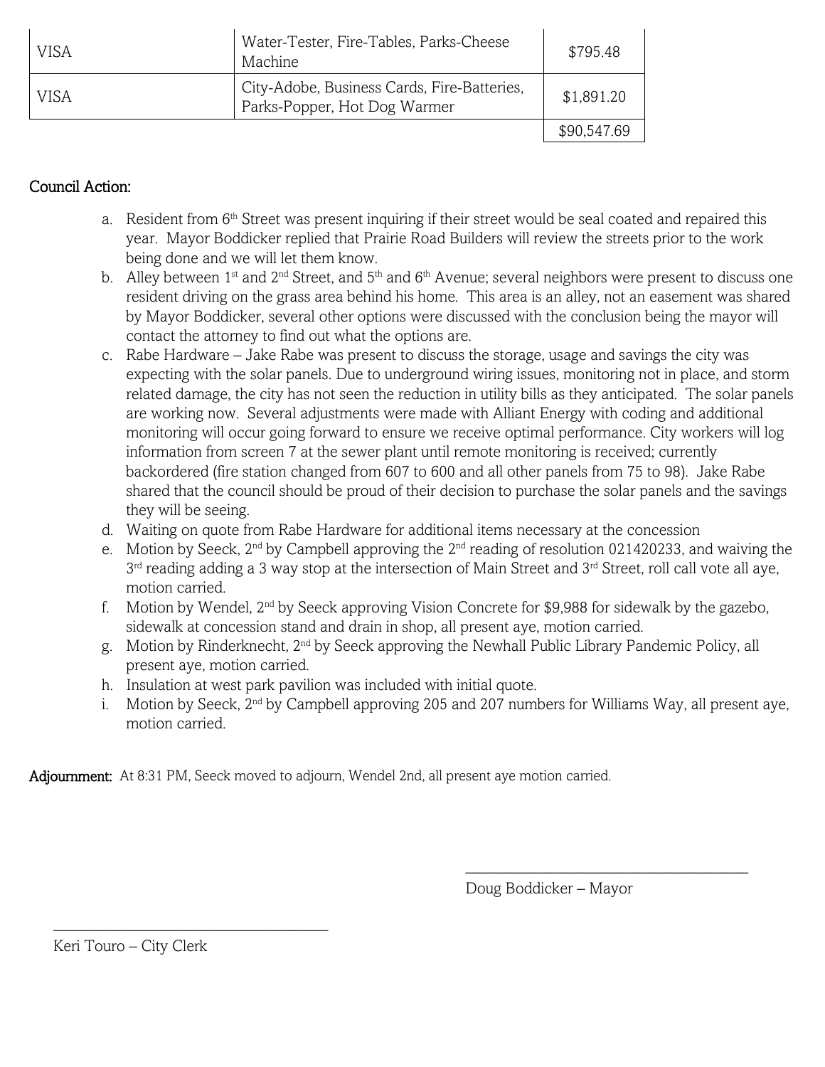| | | |
|---|---|---|
| VISA | Water-Tester, Fire-Tables, Parks-Cheese Machine | $795.48 |
| VISA | City-Adobe, Business Cards, Fire-Batteries, Parks-Popper, Hot Dog Warmer | $1,891.20 |
| | | $90,547.69 |

## Council Action:

a. Resident from 6th Street was present inquiring if their street would be seal coated and repaired this year. Mayor Boddicker replied that Prairie Road Builders will review the streets prior to the work being done and we will let them know.
b. Alley between 1st and 2nd Street, and 5th and 6th Avenue; several neighbors were present to discuss one resident driving on the grass area behind his home. This area is an alley, not an easement was shared by Mayor Boddicker, several other options were discussed with the conclusion being the mayor will contact the attorney to find out what the options are.
c. Rabe Hardware – Jake Rabe was present to discuss the storage, usage and savings the city was expecting with the solar panels. Due to underground wiring issues, monitoring not in place, and storm related damage, the city has not seen the reduction in utility bills as they anticipated. The solar panels are working now. Several adjustments were made with Alliant Energy with coding and additional monitoring will occur going forward to ensure we receive optimal performance. City workers will log information from screen 7 at the sewer plant until remote monitoring is received; currently backordered (fire station changed from 607 to 600 and all other panels from 75 to 98). Jake Rabe shared that the council should be proud of their decision to purchase the solar panels and the savings they will be seeing.
d. Waiting on quote from Rabe Hardware for additional items necessary at the concession
e. Motion by Seeck, 2nd by Campbell approving the 2nd reading of resolution 021420233, and waiving the 3rd reading adding a 3 way stop at the intersection of Main Street and 3rd Street, roll call vote all aye, motion carried.
f. Motion by Wendel, 2nd by Seeck approving Vision Concrete for $9,988 for sidewalk by the gazebo, sidewalk at concession stand and drain in shop, all present aye, motion carried.
g. Motion by Rinderknecht, 2nd by Seeck approving the Newhall Public Library Pandemic Policy, all present aye, motion carried.
h. Insulation at west park pavilion was included with initial quote.
i. Motion by Seeck, 2nd by Campbell approving 205 and 207 numbers for Williams Way, all present aye, motion carried.

**Adjournment:** At 8:31 PM, Seeck moved to adjourn, Wendel 2nd, all present aye motion carried.

\_\_\_\_\_\_\_\_\_\_\_\_\_\_\_\_\_\_\_\_\_\_\_\_\_\_\_\_\_\_\_\_\_\_\_\_\_\_\_\_
Doug Boddicker – Mayor

\_\_\_\_\_\_\_\_\_\_\_\_\_\_\_\_\_\_\_\_\_\_\_\_\_\_\_\_\_\_\_\_\_\_\_\_\_\_\_\_
Keri Touro – City Clerk